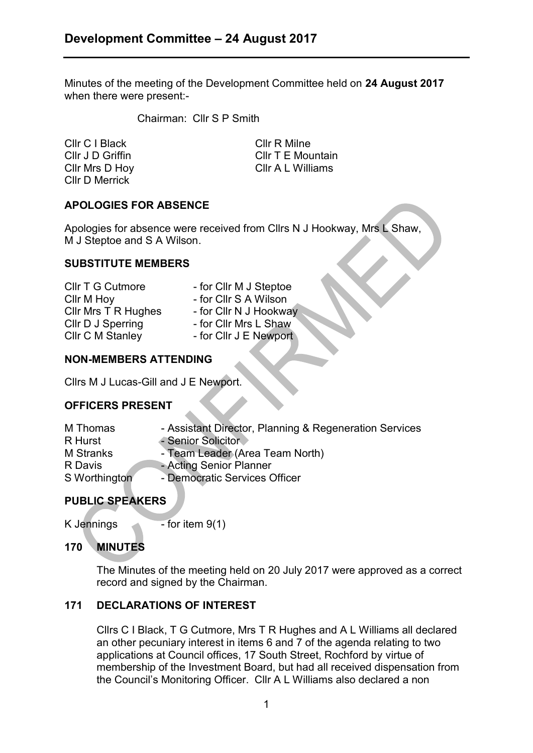# Development Committee – 24 August 2017

Minutes of the meeting of the Development Committee held on **24 August 2017** when there were present:-

Chairman: Cllr S P Smith

| | |
|---|---|
| Cllr C I Black | Cllr R Milne |
| Cllr J D Griffin | Cllr T E Mountain |
| Cllr Mrs D Hoy | Cllr A L Williams |
| Cllr D Merrick | |

## APOLOGIES FOR ABSENCE

Apologies for absence were received from Cllrs N J Hookway, Mrs L Shaw, M J Steptoe and S A Wilson.

## SUBSTITUTE MEMBERS

| | |
|---|---|
| Cllr T G Cutmore | - for Cllr M J Steptoe |
| Cllr M Hoy | - for Cllr S A Wilson |
| Cllr Mrs T R Hughes | - for Cllr N J Hookway |
| Cllr D J Sperring | - for Cllr Mrs L Shaw |
| Cllr C M Stanley | - for Cllr J E Newport |

## NON-MEMBERS ATTENDING

Cllrs M J Lucas-Gill and J E Newport.

## OFFICERS PRESENT

| | |
|---|---|
| M Thomas | - Assistant Director, Planning & Regeneration Services |
| R Hurst | - Senior Solicitor |
| M Stranks | - Team Leader (Area Team North) |
| R Davis | - Acting Senior Planner |
| S Worthington | - Democratic Services Officer |

## PUBLIC SPEAKERS

K Jennings - for item 9(1)

## 170 MINUTES

The Minutes of the meeting held on 20 July 2017 were approved as a correct record and signed by the Chairman.

## 171 DECLARATIONS OF INTEREST

Cllrs C I Black, T G Cutmore, Mrs T R Hughes and A L Williams all declared an other pecuniary interest in items 6 and 7 of the agenda relating to two applications at Council offices, 17 South Street, Rochford by virtue of membership of the Investment Board, but had all received dispensation from the Council's Monitoring Officer. Cllr A L Williams also declared a non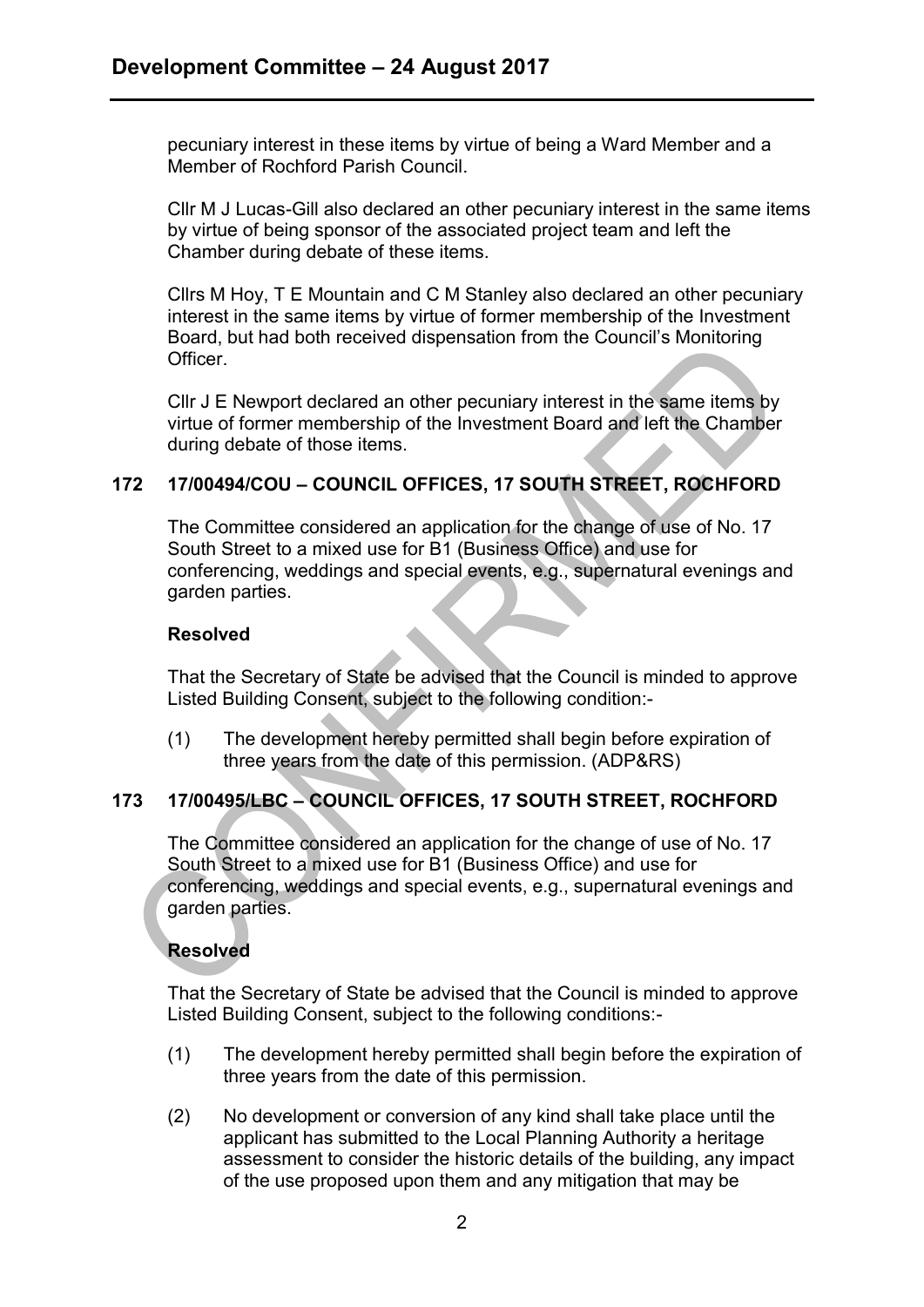pecuniary interest in these items by virtue of being a Ward Member and a Member of Rochford Parish Council.

Cllr M J Lucas-Gill also declared an other pecuniary interest in the same items by virtue of being sponsor of the associated project team and left the Chamber during debate of these items.

Cllrs M Hoy, T E Mountain and C M Stanley also declared an other pecuniary interest in the same items by virtue of former membership of the Investment Board, but had both received dispensation from the Council's Monitoring Officer.

Cllr J E Newport declared an other pecuniary interest in the same items by virtue of former membership of the Investment Board and left the Chamber during debate of those items.

## 172 17/00494/COU – COUNCIL OFFICES, 17 SOUTH STREET, ROCHFORD

The Committee considered an application for the change of use of No. 17 South Street to a mixed use for B1 (Business Office) and use for conferencing, weddings and special events, e.g., supernatural evenings and garden parties.

**Resolved**

That the Secretary of State be advised that the Council is minded to approve Listed Building Consent, subject to the following condition:-

(1) The development hereby permitted shall begin before expiration of three years from the date of this permission. (ADP&RS)

## 173 17/00495/LBC – COUNCIL OFFICES, 17 SOUTH STREET, ROCHFORD

The Committee considered an application for the change of use of No. 17 South Street to a mixed use for B1 (Business Office) and use for conferencing, weddings and special events, e.g., supernatural evenings and garden parties.

**Resolved**

That the Secretary of State be advised that the Council is minded to approve Listed Building Consent, subject to the following conditions:-

(1) The development hereby permitted shall begin before the expiration of three years from the date of this permission.

(2) No development or conversion of any kind shall take place until the applicant has submitted to the Local Planning Authority a heritage assessment to consider the historic details of the building, any impact of the use proposed upon them and any mitigation that may be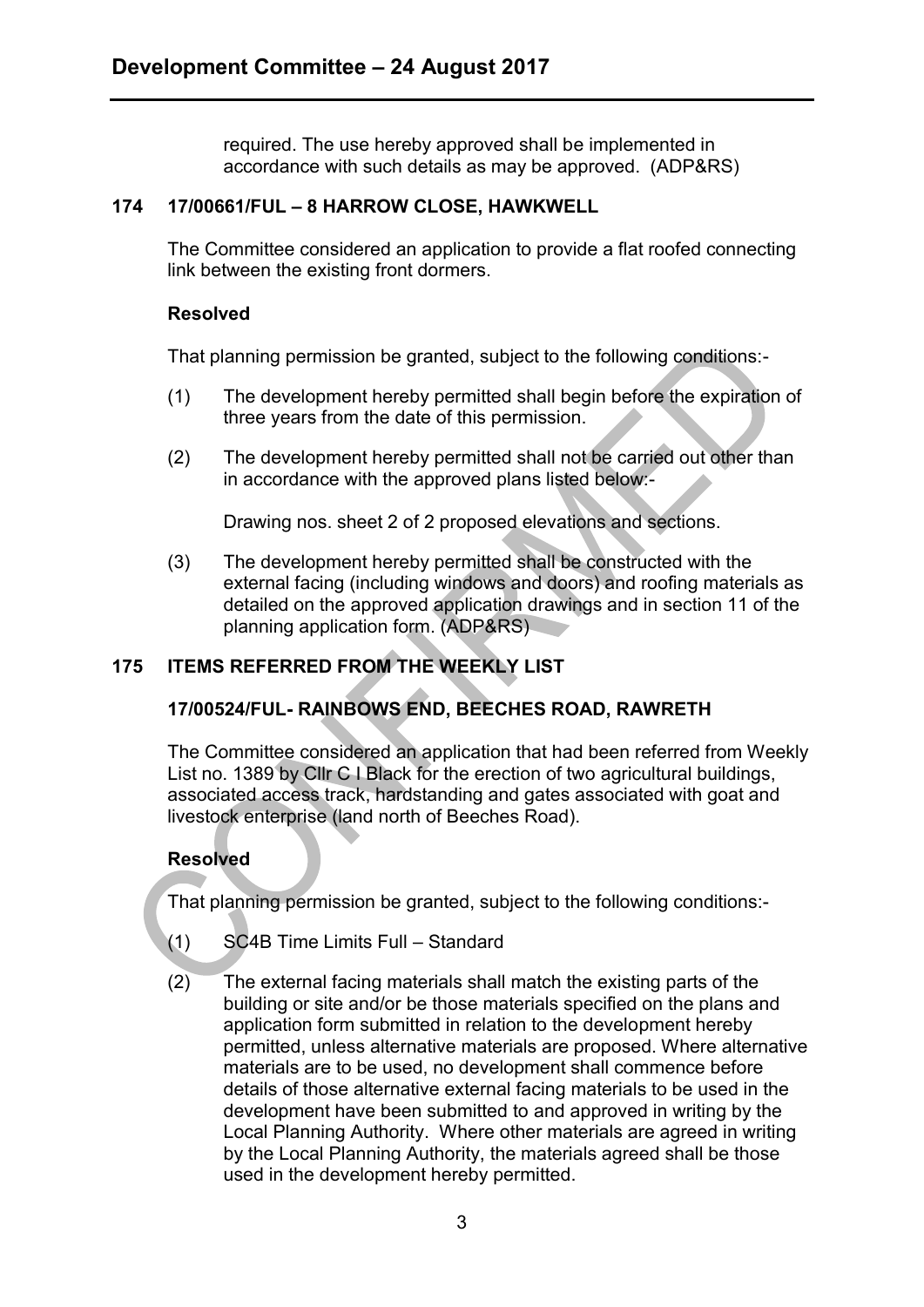required. The use hereby approved shall be implemented in accordance with such details as may be approved. (ADP&RS)

## 174 17/00661/FUL – 8 HARROW CLOSE, HAWKWELL

The Committee considered an application to provide a flat roofed connecting link between the existing front dormers.

**Resolved**

That planning permission be granted, subject to the following conditions:-

(1) The development hereby permitted shall begin before the expiration of three years from the date of this permission.

(2) The development hereby permitted shall not be carried out other than in accordance with the approved plans listed below:-

Drawing nos. sheet 2 of 2 proposed elevations and sections.

(3) The development hereby permitted shall be constructed with the external facing (including windows and doors) and roofing materials as detailed on the approved application drawings and in section 11 of the planning application form. (ADP&RS)

## 175 ITEMS REFERRED FROM THE WEEKLY LIST

### 17/00524/FUL- RAINBOWS END, BEECHES ROAD, RAWRETH

The Committee considered an application that had been referred from Weekly List no. 1389 by Cllr C I Black for the erection of two agricultural buildings, associated access track, hardstanding and gates associated with goat and livestock enterprise (land north of Beeches Road).

**Resolved**

That planning permission be granted, subject to the following conditions:-

(1) SC4B Time Limits Full – Standard

(2) The external facing materials shall match the existing parts of the building or site and/or be those materials specified on the plans and application form submitted in relation to the development hereby permitted, unless alternative materials are proposed. Where alternative materials are to be used, no development shall commence before details of those alternative external facing materials to be used in the development have been submitted to and approved in writing by the Local Planning Authority. Where other materials are agreed in writing by the Local Planning Authority, the materials agreed shall be those used in the development hereby permitted.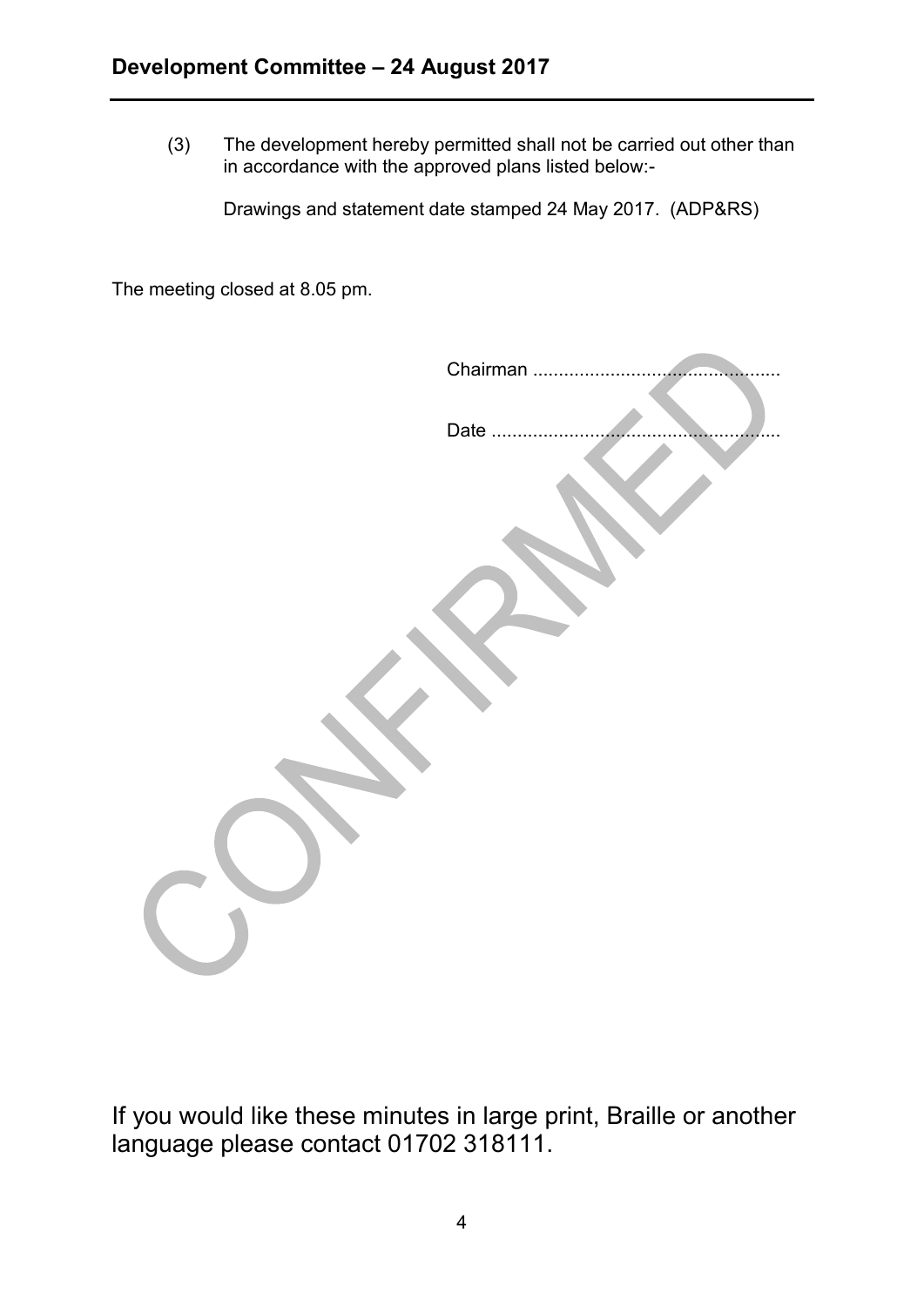(3) The development hereby permitted shall not be carried out other than in accordance with the approved plans listed below:-

Drawings and statement date stamped 24 May 2017. (ADP&RS)

The meeting closed at 8.05 pm.

Chairman ...............................................

Date .......................................................

CONFIRMED

If you would like these minutes in large print, Braille or another language please contact 01702 318111.